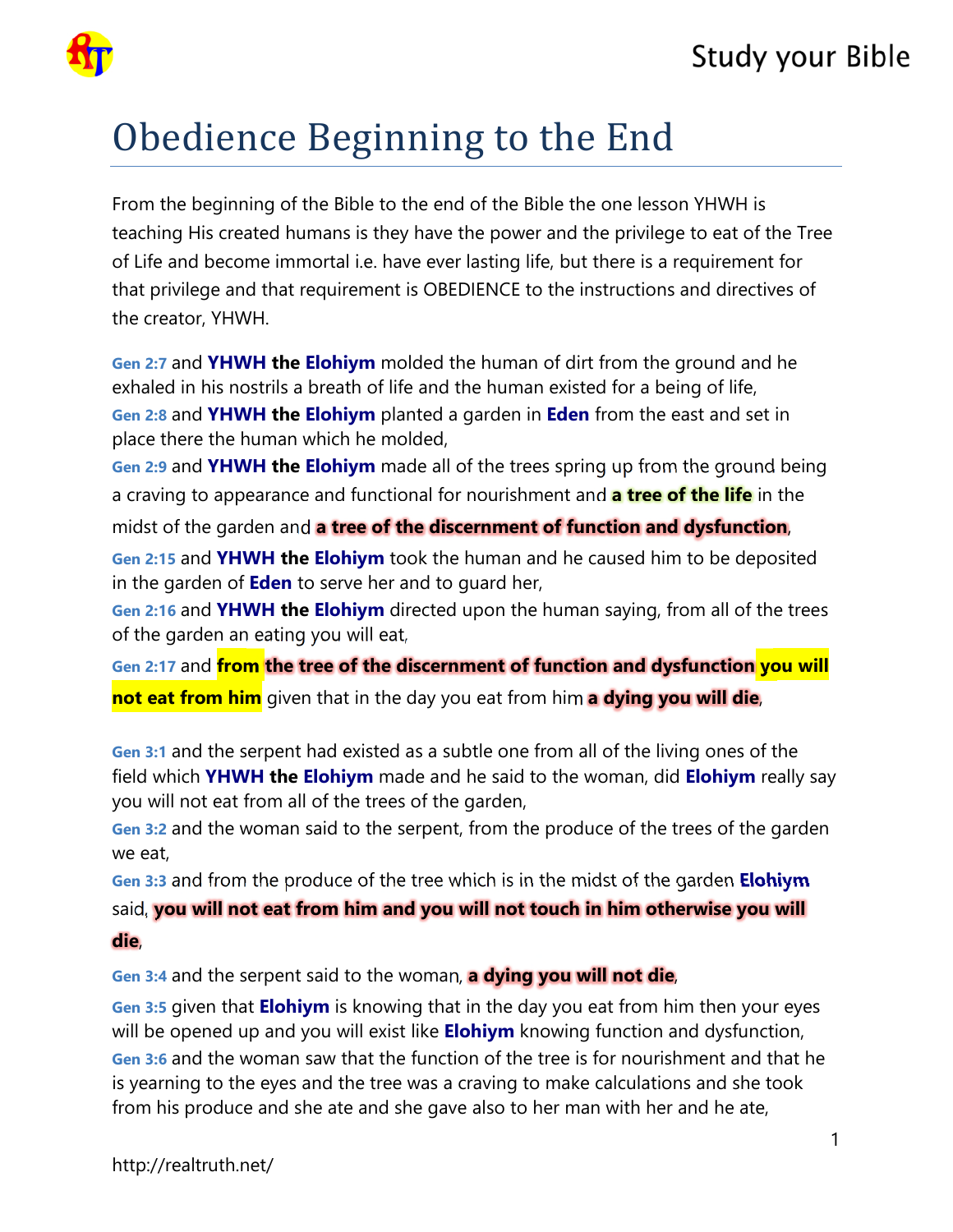# Obedience Beginning to the End

From the beginning of the Bible to the end of the Bible the one lesson YHWH is teaching His created humans is they have the power and the privilege to eat of the Tree of Life and become immortal i.e. have ever lasting life, but there is a requirement for that privilege and that requirement is OBEDIENCE to the instructions and directives of the creator, YHWH.

**Gen 2:7** and **YHWH the Elohiym** molded the human of dirt from the ground and he exhaled in his nostrils a breath of life and the human existed for a being of life,
**Gen 2:8** and **YHWH the Elohiym** planted a garden in **Eden** from the east and set in place there the human which he molded,
**Gen 2:9** and **YHWH the Elohiym** made all of the trees spring up from the ground being a craving to appearance and functional for nourishment and **a tree of the life** in the midst of the garden and **a tree of the discernment of function and dysfunction**,
**Gen 2:15** and **YHWH the Elohiym** took the human and he caused him to be deposited in the garden of **Eden** to serve her and to guard her,
**Gen 2:16** and **YHWH the Elohiym** directed upon the human saying, from all of the trees of the garden an eating you will eat,
**Gen 2:17** and **from the tree of the discernment of function and dysfunction you will not eat from him** given that in the day you eat from him **a dying you will die**,

**Gen 3:1** and the serpent had existed as a subtle one from all of the living ones of the field which **YHWH the Elohiym** made and he said to the woman, did **Elohiym** really say you will not eat from all of the trees of the garden,
**Gen 3:2** and the woman said to the serpent, from the produce of the trees of the garden we eat,
**Gen 3:3** and from the produce of the tree which is in the midst of the garden **Elohiym** said, **you will not eat from him and you will not touch in him otherwise you will die**,
**Gen 3:4** and the serpent said to the woman, **a dying you will not die**,
**Gen 3:5** given that **Elohiym** is knowing that in the day you eat from him then your eyes will be opened up and you will exist like **Elohiym** knowing function and dysfunction,
**Gen 3:6** and the woman saw that the function of the tree is for nourishment and that he is yearning to the eyes and the tree was a craving to make calculations and she took from his produce and she ate and she gave also to her man with her and he ate,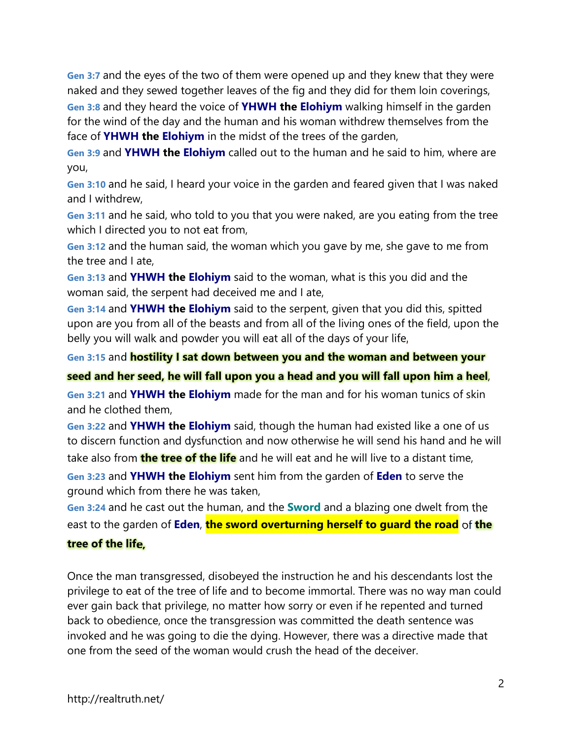**Gen 3:7** and the eyes of the two of them were opened up and they knew that they were naked and they sewed together leaves of the fig and they did for them loin coverings,

**Gen 3:8** and they heard the voice of **YHWH the Elohiym** walking himself in the garden for the wind of the day and the human and his woman withdrew themselves from the face of **YHWH the Elohiym** in the midst of the trees of the garden,

**Gen 3:9** and **YHWH the Elohiym** called out to the human and he said to him, where are you,

**Gen 3:10** and he said, I heard your voice in the garden and feared given that I was naked and I withdrew,

**Gen 3:11** and he said, who told to you that you were naked, are you eating from the tree which I directed you to not eat from,

**Gen 3:12** and the human said, the woman which you gave by me, she gave to me from the tree and I ate,

**Gen 3:13** and **YHWH the Elohiym** said to the woman, what is this you did and the woman said, the serpent had deceived me and I ate,

**Gen 3:14** and **YHWH the Elohiym** said to the serpent, given that you did this, spitted upon are you from all of the beasts and from all of the living ones of the field, upon the belly you will walk and powder you will eat all of the days of your life,

**Gen 3:15** and **hostility I sat down between you and the woman and between your seed and her seed, he will fall upon you a head and you will fall upon him a heel**,

**Gen 3:21** and **YHWH the Elohiym** made for the man and for his woman tunics of skin and he clothed them,

**Gen 3:22** and **YHWH the Elohiym** said, though the human had existed like a one of us to discern function and dysfunction and now otherwise he will send his hand and he will take also from **the tree of the life** and he will eat and he will live to a distant time,

**Gen 3:23** and **YHWH the Elohiym** sent him from the garden of **Eden** to serve the ground which from there he was taken,

**Gen 3:24** and he cast out the human, and the **Sword** and a blazing one dwelt from the east to the garden of **Eden**, **the sword overturning herself to guard the road** of **the tree of the life,**

Once the man transgressed, disobeyed the instruction he and his descendants lost the privilege to eat of the tree of life and to become immortal. There was no way man could ever gain back that privilege, no matter how sorry or even if he repented and turned back to obedience, once the transgression was committed the death sentence was invoked and he was going to die the dying. However, there was a directive made that one from the seed of the woman would crush the head of the deceiver.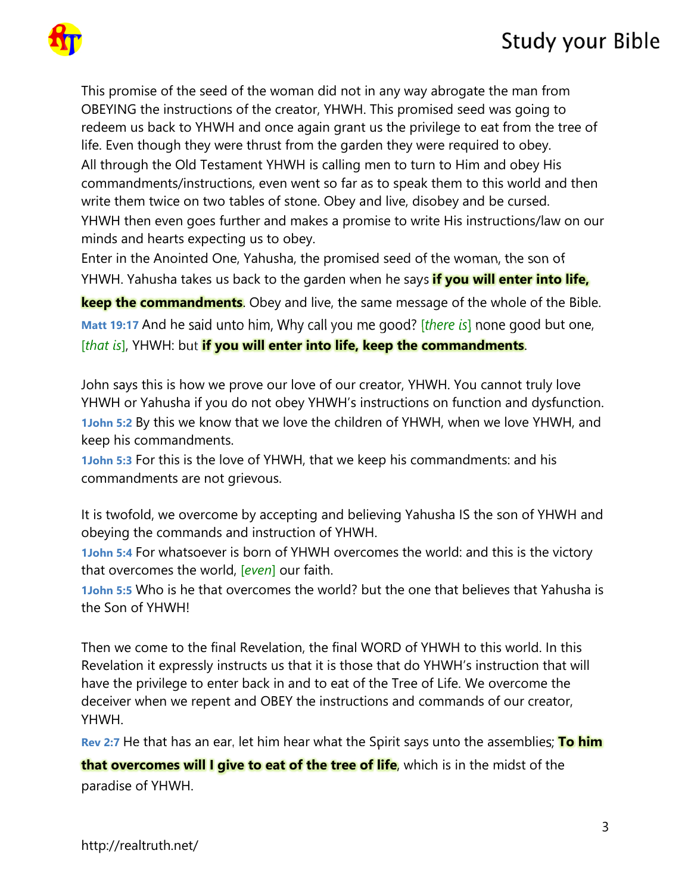This promise of the seed of the woman did not in any way abrogate the man from OBEYING the instructions of the creator, YHWH. This promised seed was going to redeem us back to YHWH and once again grant us the privilege to eat from the tree of life. Even though they were thrust from the garden they were required to obey.

All through the Old Testament YHWH is calling men to turn to Him and obey His commandments/instructions, even went so far as to speak them to this world and then write them twice on two tables of stone. Obey and live, disobey and be cursed.

YHWH then even goes further and makes a promise to write His instructions/law on our minds and hearts expecting us to obey.

Enter in the Anointed One, Yahusha, the promised seed of the woman, the son of YHWH. Yahusha takes us back to the garden when he says **if you will enter into life, keep the commandments**. Obey and live, the same message of the whole of the Bible.

**Matt 19:17** And he said unto him, Why call you me good? [*there is*] none good but one, [*that is*], YHWH: but **if you will enter into life, keep the commandments**.

John says this is how we prove our love of our creator, YHWH. You cannot truly love YHWH or Yahusha if you do not obey YHWH's instructions on function and dysfunction.

**1John 5:2** By this we know that we love the children of YHWH, when we love YHWH, and keep his commandments.

**1John 5:3** For this is the love of YHWH, that we keep his commandments: and his commandments are not grievous.

It is twofold, we overcome by accepting and believing Yahusha IS the son of YHWH and obeying the commands and instruction of YHWH.

**1John 5:4** For whatsoever is born of YHWH overcomes the world: and this is the victory that overcomes the world, [*even*] our faith.

**1John 5:5** Who is he that overcomes the world? but the one that believes that Yahusha is the Son of YHWH!

Then we come to the final Revelation, the final WORD of YHWH to this world. In this Revelation it expressly instructs us that it is those that do YHWH's instruction that will have the privilege to enter back in and to eat of the Tree of Life. We overcome the deceiver when we repent and OBEY the instructions and commands of our creator, YHWH.

**Rev 2:7** He that has an ear, let him hear what the Spirit says unto the assemblies; **To him that overcomes will I give to eat of the tree of life**, which is in the midst of the paradise of YHWH.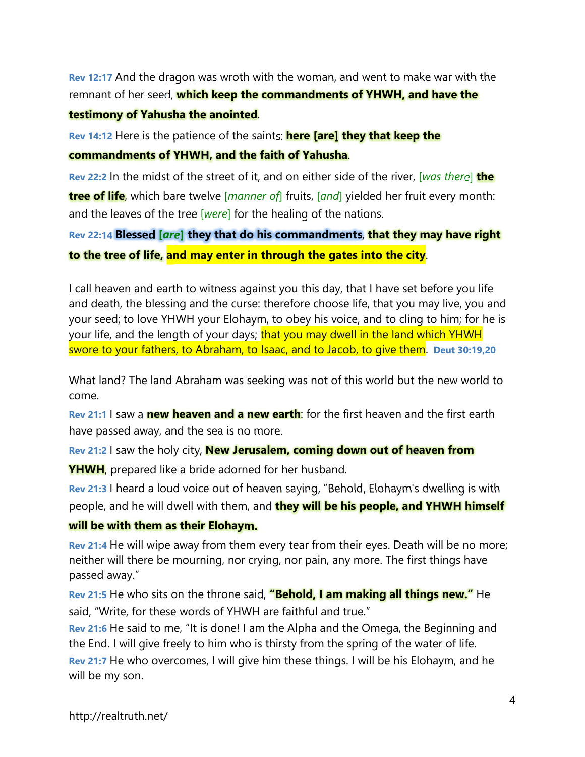**Rev 12:17** And the dragon was wroth with the woman, and went to make war with the remnant of her seed, **which keep the commandments of YHWH, and have the testimony of Yahusha the anointed**.

**Rev 14:12** Here is the patience of the saints: **here [are] they that keep the commandments of YHWH, and the faith of Yahusha**.

**Rev 22:2** In the midst of the street of it, and on either side of the river, [*was there*] **the tree of life**, which bare twelve [*manner of*] fruits, [*and*] yielded her fruit every month: and the leaves of the tree [*were*] for the healing of the nations.

**Rev 22:14** **Blessed [*are*] they that do his commandments, that they may have right to the tree of life, and may enter in through the gates into the city**.

I call heaven and earth to witness against you this day, that I have set before you life and death, the blessing and the curse: therefore choose life, that you may live, you and your seed; to love YHWH your Elohaym, to obey his voice, and to cling to him; for he is your life, and the length of your days; that you may dwell in the land which YHWH swore to your fathers, to Abraham, to Isaac, and to Jacob, to give them. **Deut 30:19,20**

What land? The land Abraham was seeking was not of this world but the new world to come.

**Rev 21:1** I saw a **new heaven and a new earth**: for the first heaven and the first earth have passed away, and the sea is no more.

**Rev 21:2** I saw the holy city, **New Jerusalem, coming down out of heaven from YHWH**, prepared like a bride adorned for her husband.

**Rev 21:3** I heard a loud voice out of heaven saying, "Behold, Elohaym's dwelling is with people, and he will dwell with them, and **they will be his people, and YHWH himself will be with them as their Elohaym.**

**Rev 21:4** He will wipe away from them every tear from their eyes. Death will be no more; neither will there be mourning, nor crying, nor pain, any more. The first things have passed away."

**Rev 21:5** He who sits on the throne said, **"Behold, I am making all things new."** He said, "Write, for these words of YHWH are faithful and true."

**Rev 21:6** He said to me, "It is done! I am the Alpha and the Omega, the Beginning and the End. I will give freely to him who is thirsty from the spring of the water of life.

**Rev 21:7** He who overcomes, I will give him these things. I will be his Elohaym, and he will be my son.

http://realtruth.net/